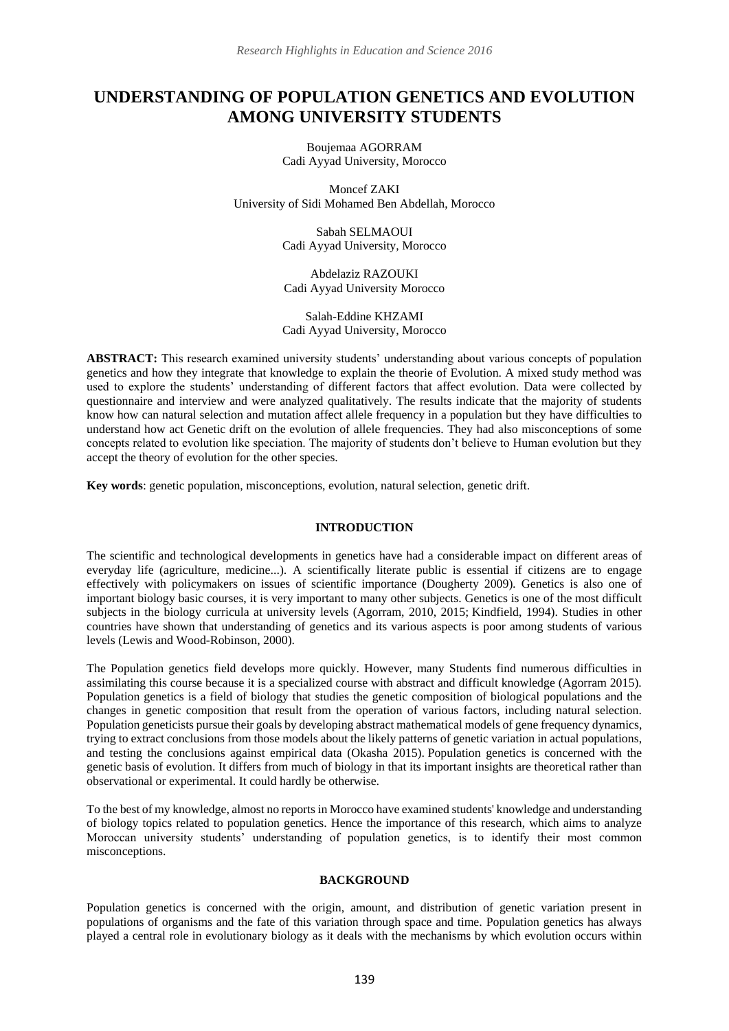# UNDERSTANDING OF POPULATION GENETICS AND EVOLUTION AMONG UNIVERSITY STUDENTS

Boujemaa AGORRAM
Cadi Ayyad University, Morocco

Moncef ZAKI
University of Sidi Mohamed Ben Abdellah, Morocco

Sabah SELMAOUI
Cadi Ayyad University, Morocco

Abdelaziz RAZOUKI
Cadi Ayyad University Morocco

Salah-Eddine KHZAMI
Cadi Ayyad University, Morocco

**ABSTRACT:** This research examined university students' understanding about various concepts of population genetics and how they integrate that knowledge to explain the theorie of Evolution. A mixed study method was used to explore the students' understanding of different factors that affect evolution. Data were collected by questionnaire and interview and were analyzed qualitatively. The results indicate that the majority of students know how can natural selection and mutation affect allele frequency in a population but they have difficulties to understand how act Genetic drift on the evolution of allele frequencies. They had also misconceptions of some concepts related to evolution like speciation. The majority of students don't believe to Human evolution but they accept the theory of evolution for the other species.

**Key words**: genetic population, misconceptions, evolution, natural selection, genetic drift.

## INTRODUCTION

The scientific and technological developments in genetics have had a considerable impact on different areas of everyday life (agriculture, medicine...). A scientifically literate public is essential if citizens are to engage effectively with policymakers on issues of scientific importance (Dougherty 2009). Genetics is also one of important biology basic courses, it is very important to many other subjects. Genetics is one of the most difficult subjects in the biology curricula at university levels (Agorram, 2010, 2015; Kindfield, 1994). Studies in other countries have shown that understanding of genetics and its various aspects is poor among students of various levels (Lewis and Wood-Robinson, 2000).

The Population genetics field develops more quickly. However, many Students find numerous difficulties in assimilating this course because it is a specialized course with abstract and difficult knowledge (Agorram 2015). Population genetics is a field of biology that studies the genetic composition of biological populations and the changes in genetic composition that result from the operation of various factors, including natural selection. Population geneticists pursue their goals by developing abstract mathematical models of gene frequency dynamics, trying to extract conclusions from those models about the likely patterns of genetic variation in actual populations, and testing the conclusions against empirical data (Okasha 2015). Population genetics is concerned with the genetic basis of evolution. It differs from much of biology in that its important insights are theoretical rather than observational or experimental. It could hardly be otherwise.

To the best of my knowledge, almost no reports in Morocco have examined students' knowledge and understanding of biology topics related to population genetics. Hence the importance of this research, which aims to analyze Moroccan university students' understanding of population genetics, is to identify their most common misconceptions.

## BACKGROUND

Population genetics is concerned with the origin, amount, and distribution of genetic variation present in populations of organisms and the fate of this variation through space and time. Population genetics has always played a central role in evolutionary biology as it deals with the mechanisms by which evolution occurs within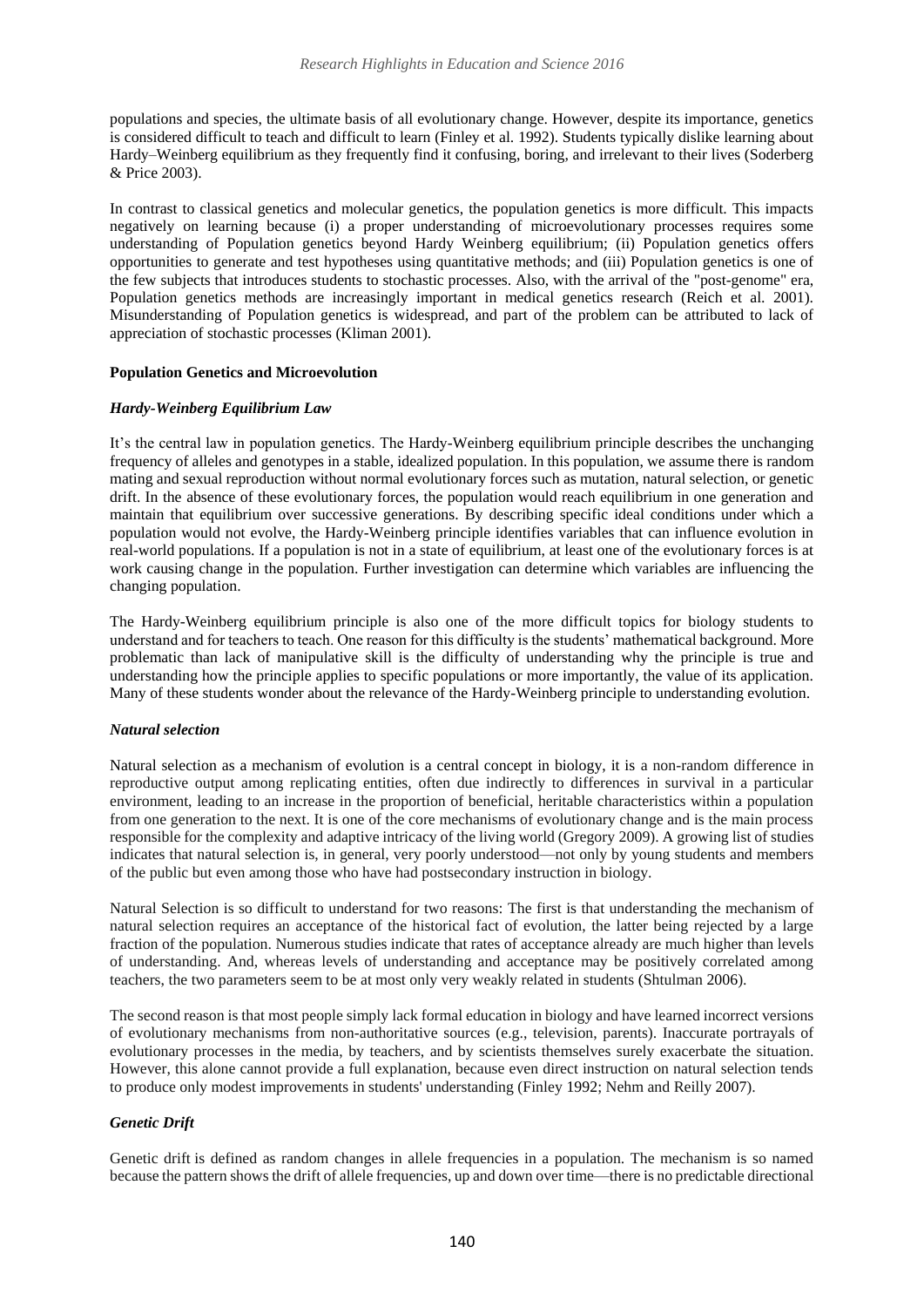populations and species, the ultimate basis of all evolutionary change. However, despite its importance, genetics is considered difficult to teach and difficult to learn (Finley et al. 1992). Students typically dislike learning about Hardy–Weinberg equilibrium as they frequently find it confusing, boring, and irrelevant to their lives (Soderberg & Price 2003).

In contrast to classical genetics and molecular genetics, the population genetics is more difficult. This impacts negatively on learning because (i) a proper understanding of microevolutionary processes requires some understanding of Population genetics beyond Hardy Weinberg equilibrium; (ii) Population genetics offers opportunities to generate and test hypotheses using quantitative methods; and (iii) Population genetics is one of the few subjects that introduces students to stochastic processes. Also, with the arrival of the "post-genome" era, Population genetics methods are increasingly important in medical genetics research (Reich et al. 2001). Misunderstanding of Population genetics is widespread, and part of the problem can be attributed to lack of appreciation of stochastic processes (Kliman 2001).

**Population Genetics and Microevolution**

***Hardy-Weinberg Equilibrium Law***

It's the central law in population genetics. The Hardy-Weinberg equilibrium principle describes the unchanging frequency of alleles and genotypes in a stable, idealized population. In this population, we assume there is random mating and sexual reproduction without normal evolutionary forces such as mutation, natural selection, or genetic drift. In the absence of these evolutionary forces, the population would reach equilibrium in one generation and maintain that equilibrium over successive generations. By describing specific ideal conditions under which a population would not evolve, the Hardy-Weinberg principle identifies variables that can influence evolution in real-world populations. If a population is not in a state of equilibrium, at least one of the evolutionary forces is at work causing change in the population. Further investigation can determine which variables are influencing the changing population.

The Hardy-Weinberg equilibrium principle is also one of the more difficult topics for biology students to understand and for teachers to teach. One reason for this difficulty is the students' mathematical background. More problematic than lack of manipulative skill is the difficulty of understanding why the principle is true and understanding how the principle applies to specific populations or more importantly, the value of its application. Many of these students wonder about the relevance of the Hardy-Weinberg principle to understanding evolution.

***Natural selection***

Natural selection as a mechanism of evolution is a central concept in biology, it is a non-random difference in reproductive output among replicating entities, often due indirectly to differences in survival in a particular environment, leading to an increase in the proportion of beneficial, heritable characteristics within a population from one generation to the next. It is one of the core mechanisms of evolutionary change and is the main process responsible for the complexity and adaptive intricacy of the living world (Gregory 2009). A growing list of studies indicates that natural selection is, in general, very poorly understood—not only by young students and members of the public but even among those who have had postsecondary instruction in biology.

Natural Selection is so difficult to understand for two reasons: The first is that understanding the mechanism of natural selection requires an acceptance of the historical fact of evolution, the latter being rejected by a large fraction of the population. Numerous studies indicate that rates of acceptance already are much higher than levels of understanding. And, whereas levels of understanding and acceptance may be positively correlated among teachers, the two parameters seem to be at most only very weakly related in students (Shtulman 2006).

The second reason is that most people simply lack formal education in biology and have learned incorrect versions of evolutionary mechanisms from non-authoritative sources (e.g., television, parents). Inaccurate portrayals of evolutionary processes in the media, by teachers, and by scientists themselves surely exacerbate the situation. However, this alone cannot provide a full explanation, because even direct instruction on natural selection tends to produce only modest improvements in students' understanding (Finley 1992; Nehm and Reilly 2007).

***Genetic Drift***

Genetic drift is defined as random changes in allele frequencies in a population. The mechanism is so named because the pattern shows the drift of allele frequencies, up and down over time—there is no predictable directional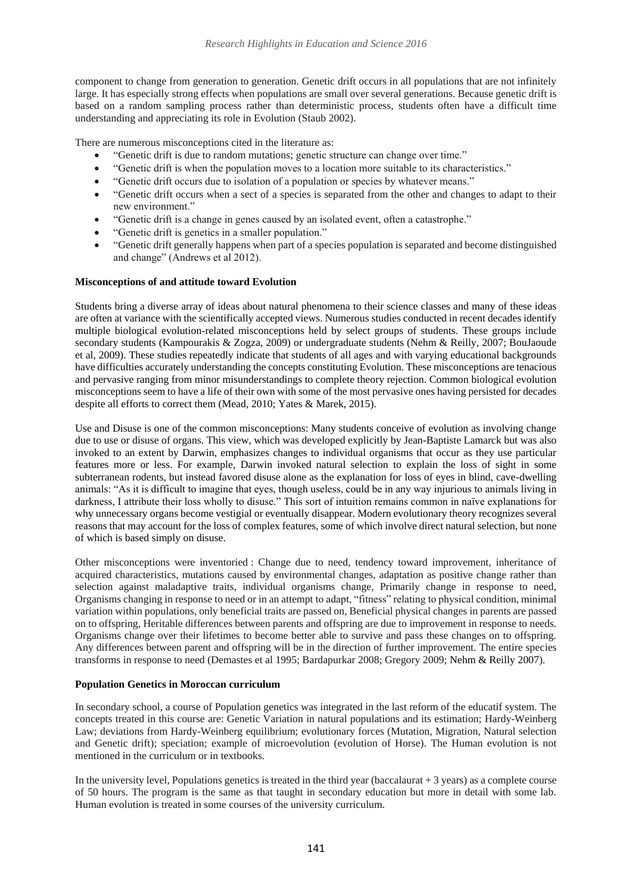component to change from generation to generation. Genetic drift occurs in all populations that are not infinitely large. It has especially strong effects when populations are small over several generations. Because genetic drift is based on a random sampling process rather than deterministic process, students often have a difficult time understanding and appreciating its role in Evolution (Staub 2002).

There are numerous misconceptions cited in the literature as:

- "Genetic drift is due to random mutations; genetic structure can change over time."
- "Genetic drift is when the population moves to a location more suitable to its characteristics."
- "Genetic drift occurs due to isolation of a population or species by whatever means."
- "Genetic drift occurs when a sect of a species is separated from the other and changes to adapt to their new environment."
- "Genetic drift is a change in genes caused by an isolated event, often a catastrophe."
- "Genetic drift is genetics in a smaller population."
- "Genetic drift generally happens when part of a species population is separated and become distinguished and change" (Andrews et al 2012).

**Misconceptions of and attitude toward Evolution**

Students bring a diverse array of ideas about natural phenomena to their science classes and many of these ideas are often at variance with the scientifically accepted views. Numerous studies conducted in recent decades identify multiple biological evolution-related misconceptions held by select groups of students. These groups include secondary students (Kampourakis & Zogza, 2009) or undergraduate students (Nehm & Reilly, 2007; BouJaoude et al, 2009). These studies repeatedly indicate that students of all ages and with varying educational backgrounds have difficulties accurately understanding the concepts constituting Evolution. These misconceptions are tenacious and pervasive ranging from minor misunderstandings to complete theory rejection. Common biological evolution misconceptions seem to have a life of their own with some of the most pervasive ones having persisted for decades despite all efforts to correct them (Mead, 2010; Yates & Marek, 2015).

Use and Disuse is one of the common misconceptions: Many students conceive of evolution as involving change due to use or disuse of organs. This view, which was developed explicitly by Jean-Baptiste Lamarck but was also invoked to an extent by Darwin, emphasizes changes to individual organisms that occur as they use particular features more or less. For example, Darwin invoked natural selection to explain the loss of sight in some subterranean rodents, but instead favored disuse alone as the explanation for loss of eyes in blind, cave-dwelling animals: "As it is difficult to imagine that eyes, though useless, could be in any way injurious to animals living in darkness, I attribute their loss wholly to disuse." This sort of intuition remains common in naïve explanations for why unnecessary organs become vestigial or eventually disappear. Modern evolutionary theory recognizes several reasons that may account for the loss of complex features, some of which involve direct natural selection, but none of which is based simply on disuse.

Other misconceptions were inventoried : Change due to need, tendency toward improvement, inheritance of acquired characteristics, mutations caused by environmental changes, adaptation as positive change rather than selection against maladaptive traits, individual organisms change, Primarily change in response to need, Organisms changing in response to need or in an attempt to adapt, "fitness" relating to physical condition, minimal variation within populations, only beneficial traits are passed on, Beneficial physical changes in parents are passed on to offspring, Heritable differences between parents and offspring are due to improvement in response to needs. Organisms change over their lifetimes to become better able to survive and pass these changes on to offspring. Any differences between parent and offspring will be in the direction of further improvement. The entire species transforms in response to need (Demastes et al 1995; Bardapurkar 2008; Gregory 2009; Nehm & Reilly 2007).

**Population Genetics in Moroccan curriculum**

In secondary school, a course of Population genetics was integrated in the last reform of the educatif system. The concepts treated in this course are: Genetic Variation in natural populations and its estimation; Hardy-Weinberg Law; deviations from Hardy-Weinberg equilibrium; evolutionary forces (Mutation, Migration, Natural selection and Genetic drift); speciation; example of microevolution (evolution of Horse). The Human evolution is not mentioned in the curriculum or in textbooks.

In the university level, Populations genetics is treated in the third year (baccalaurat + 3 years) as a complete course of 50 hours. The program is the same as that taught in secondary education but more in detail with some lab. Human evolution is treated in some courses of the university curriculum.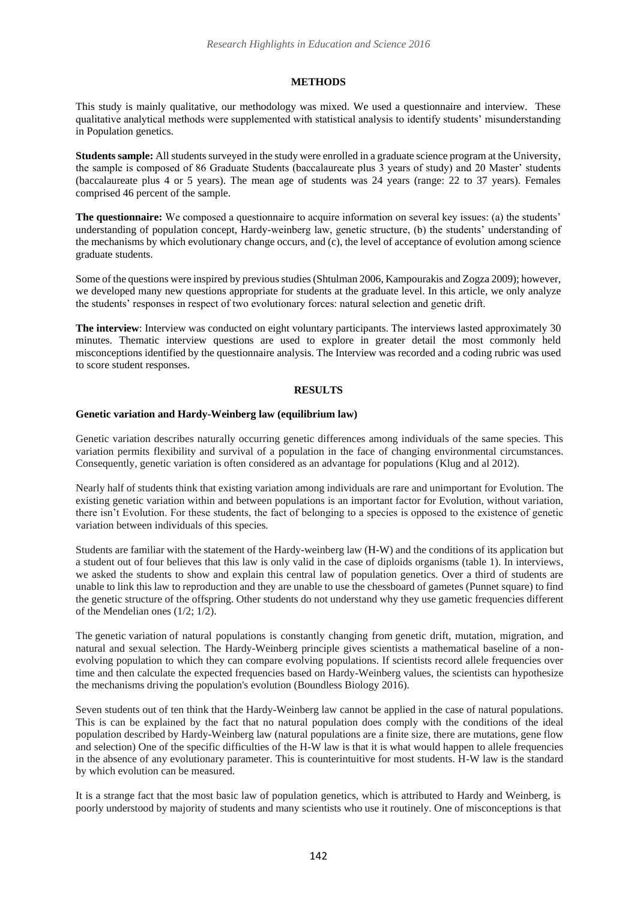## METHODS

This study is mainly qualitative, our methodology was mixed. We used a questionnaire and interview. These qualitative analytical methods were supplemented with statistical analysis to identify students' misunderstanding in Population genetics.

**Students sample:** All students surveyed in the study were enrolled in a graduate science program at the University, the sample is composed of 86 Graduate Students (baccalaureate plus 3 years of study) and 20 Master' students (baccalaureate plus 4 or 5 years). The mean age of students was 24 years (range: 22 to 37 years). Females comprised 46 percent of the sample.

**The questionnaire:** We composed a questionnaire to acquire information on several key issues: (a) the students' understanding of population concept, Hardy-weinberg law, genetic structure, (b) the students' understanding of the mechanisms by which evolutionary change occurs, and (c), the level of acceptance of evolution among science graduate students.

Some of the questions were inspired by previous studies (Shtulman 2006, Kampourakis and Zogza 2009); however, we developed many new questions appropriate for students at the graduate level. In this article, we only analyze the students' responses in respect of two evolutionary forces: natural selection and genetic drift.

**The interview**: Interview was conducted on eight voluntary participants. The interviews lasted approximately 30 minutes. Thematic interview questions are used to explore in greater detail the most commonly held misconceptions identified by the questionnaire analysis. The Interview was recorded and a coding rubric was used to score student responses.

## RESULTS

### Genetic variation and Hardy-Weinberg law (equilibrium law)

Genetic variation describes naturally occurring genetic differences among individuals of the same species. This variation permits flexibility and survival of a population in the face of changing environmental circumstances. Consequently, genetic variation is often considered as an advantage for populations (Klug and al 2012).

Nearly half of students think that existing variation among individuals are rare and unimportant for Evolution. The existing genetic variation within and between populations is an important factor for Evolution, without variation, there isn't Evolution. For these students, the fact of belonging to a species is opposed to the existence of genetic variation between individuals of this species.

Students are familiar with the statement of the Hardy-weinberg law (H-W) and the conditions of its application but a student out of four believes that this law is only valid in the case of diploids organisms (table 1). In interviews, we asked the students to show and explain this central law of population genetics. Over a third of students are unable to link this law to reproduction and they are unable to use the chessboard of gametes (Punnet square) to find the genetic structure of the offspring. Other students do not understand why they use gametic frequencies different of the Mendelian ones (1/2; 1/2).

The genetic variation of natural populations is constantly changing from genetic drift, mutation, migration, and natural and sexual selection. The Hardy-Weinberg principle gives scientists a mathematical baseline of a non-evolving population to which they can compare evolving populations. If scientists record allele frequencies over time and then calculate the expected frequencies based on Hardy-Weinberg values, the scientists can hypothesize the mechanisms driving the population's evolution (Boundless Biology 2016).

Seven students out of ten think that the Hardy-Weinberg law cannot be applied in the case of natural populations. This is can be explained by the fact that no natural population does comply with the conditions of the ideal population described by Hardy-Weinberg law (natural populations are a finite size, there are mutations, gene flow and selection) One of the specific difficulties of the H-W law is that it is what would happen to allele frequencies in the absence of any evolutionary parameter. This is counterintuitive for most students. H-W law is the standard by which evolution can be measured.

It is a strange fact that the most basic law of population genetics, which is attributed to Hardy and Weinberg, is poorly understood by majority of students and many scientists who use it routinely. One of misconceptions is that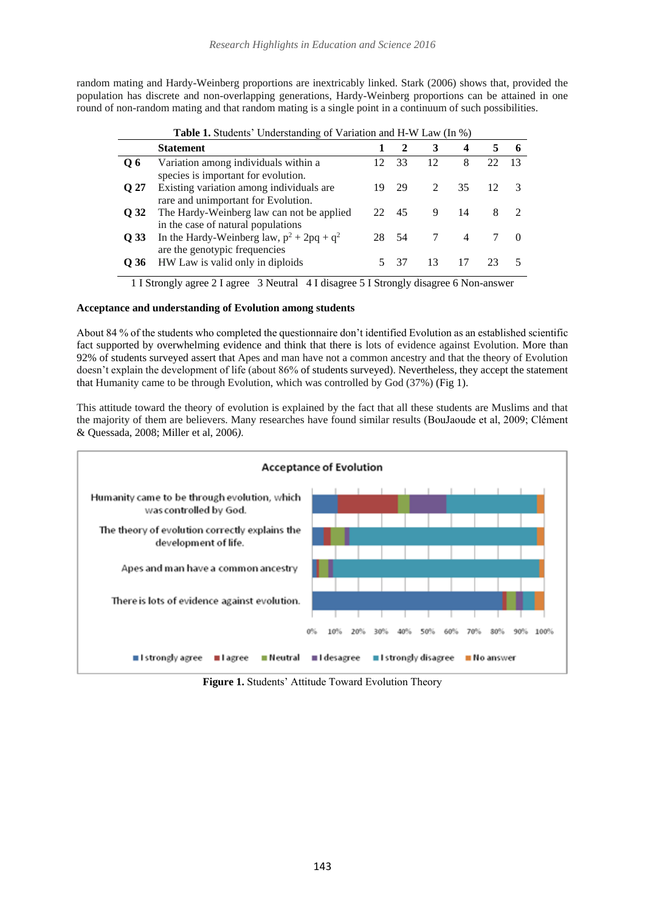random mating and Hardy-Weinberg proportions are inextricably linked. Stark (2006) shows that, provided the population has discrete and non-overlapping generations, Hardy-Weinberg proportions can be attained in one round of non-random mating and that random mating is a single point in a continuum of such possibilities.

**Table 1.** Students' Understanding of Variation and H-W Law (In %)

| | Statement | 1 | 2 | 3 | 4 | 5 | 6 |
|---|---|---|---|---|---|---|---|
| **Q 6** | Variation among individuals within a species is important for evolution. | 12 | 33 | 12 | 8 | 22 | 13 |
| **Q 27** | Existing variation among individuals are rare and unimportant for Evolution. | 19 | 29 | 2 | 35 | 12 | 3 |
| **Q 32** | The Hardy-Weinberg law can not be applied in the case of natural populations | 22 | 45 | 9 | 14 | 8 | 2 |
| **Q 33** | In the Hardy-Weinberg law, $p^2 + 2pq + q^2$ are the genotypic frequencies | 28 | 54 | 7 | 4 | 7 | 0 |
| **Q 36** | HW Law is valid only in diploids | 5 | 37 | 13 | 17 | 23 | 5 |

1 I Strongly agree 2 I agree 3 Neutral 4 I disagree 5 I Strongly disagree 6 Non-answer

### Acceptance and understanding of Evolution among students

About 84 % of the students who completed the questionnaire don't identified Evolution as an established scientific fact supported by overwhelming evidence and think that there is lots of evidence against Evolution. More than 92% of students surveyed assert that Apes and man have not a common ancestry and that the theory of Evolution doesn't explain the development of life (about 86% of students surveyed). Nevertheless, they accept the statement that Humanity came to be through Evolution, which was controlled by God (37%) (Fig 1).

This attitude toward the theory of evolution is explained by the fact that all these students are Muslims and that the majority of them are believers. Many researches have found similar results (BouJaoude et al, 2009; Clément & Quessada, 2008; Miller et al, 2006).

**Figure 1.** Students' Attitude Toward Evolution Theory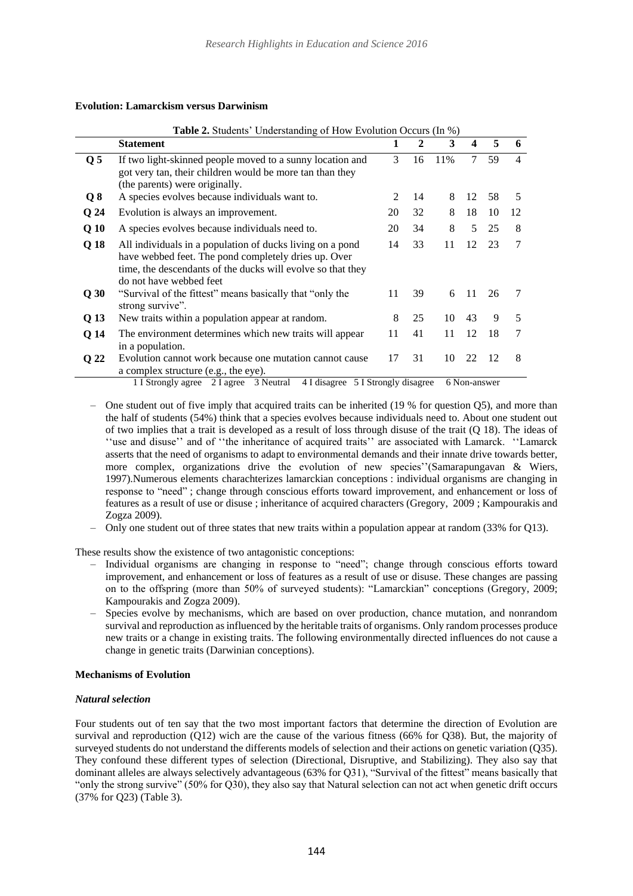**Evolution: Lamarckism versus Darwinism**

**Table 2.** Students' Understanding of How Evolution Occurs (In %)

| | Statement | 1 | 2 | 3 | 4 | 5 | 6 |
|---|---|---|---|---|---|---|---|
| Q 5 | If two light-skinned people moved to a sunny location and got very tan, their children would be more tan than they (the parents) were originally. | 3 | 16 | 11% | 7 | 59 | 4 |
| Q 8 | A species evolves because individuals want to. | 2 | 14 | 8 | 12 | 58 | 5 |
| Q 24 | Evolution is always an improvement. | 20 | 32 | 8 | 18 | 10 | 12 |
| Q 10 | A species evolves because individuals need to. | 20 | 34 | 8 | 5 | 25 | 8 |
| Q 18 | All individuals in a population of ducks living on a pond have webbed feet. The pond completely dries up. Over time, the descendants of the ducks will evolve so that they do not have webbed feet | 14 | 33 | 11 | 12 | 23 | 7 |
| Q 30 | "Survival of the fittest" means basically that "only the strong survive". | 11 | 39 | 6 | 11 | 26 | 7 |
| Q 13 | New traits within a population appear at random. | 8 | 25 | 10 | 43 | 9 | 5 |
| Q 14 | The environment determines which new traits will appear in a population. | 11 | 41 | 11 | 12 | 18 | 7 |
| Q 22 | Evolution cannot work because one mutation cannot cause a complex structure (e.g., the eye). | 17 | 31 | 10 | 22 | 12 | 8 |

1 I Strongly agree 2 I agree 3 Neutral 4 I disagree 5 I Strongly disagree 6 Non-answer

- One student out of five imply that acquired traits can be inherited (19 % for question Q5), and more than the half of students (54%) think that a species evolves because individuals need to. About one student out of two implies that a trait is developed as a result of loss through disuse of the trait (Q 18). The ideas of ''use and disuse'' and of ''the inheritance of acquired traits'' are associated with Lamarck. ''Lamarck asserts that the need of organisms to adapt to environmental demands and their innate drive towards better, more complex, organizations drive the evolution of new species''(Samarapungavan & Wiers, 1997).Numerous elements charachterizes lamarckian conceptions : individual organisms are changing in response to "need" ; change through conscious efforts toward improvement, and enhancement or loss of features as a result of use or disuse ; inheritance of acquired characters (Gregory, 2009 ; Kampourakis and Zogza 2009).
- Only one student out of three states that new traits within a population appear at random (33% for Q13).

These results show the existence of two antagonistic conceptions:

- Individual organisms are changing in response to "need"; change through conscious efforts toward improvement, and enhancement or loss of features as a result of use or disuse. These changes are passing on to the offspring (more than 50% of surveyed students): "Lamarckian" conceptions (Gregory, 2009; Kampourakis and Zogza 2009).
- Species evolve by mechanisms, which are based on over production, chance mutation, and nonrandom survival and reproduction as influenced by the heritable traits of organisms. Only random processes produce new traits or a change in existing traits. The following environmentally directed influences do not cause a change in genetic traits (Darwinian conceptions).

**Mechanisms of Evolution**

***Natural selection***

Four students out of ten say that the two most important factors that determine the direction of Evolution are survival and reproduction (Q12) wich are the cause of the various fitness (66% for Q38). But, the majority of surveyed students do not understand the differents models of selection and their actions on genetic variation (Q35). They confound these different types of selection (Directional, Disruptive, and Stabilizing). They also say that dominant alleles are always selectively advantageous (63% for Q31), "Survival of the fittest" means basically that "only the strong survive" (50% for Q30), they also say that Natural selection can not act when genetic drift occurs (37% for Q23) (Table 3).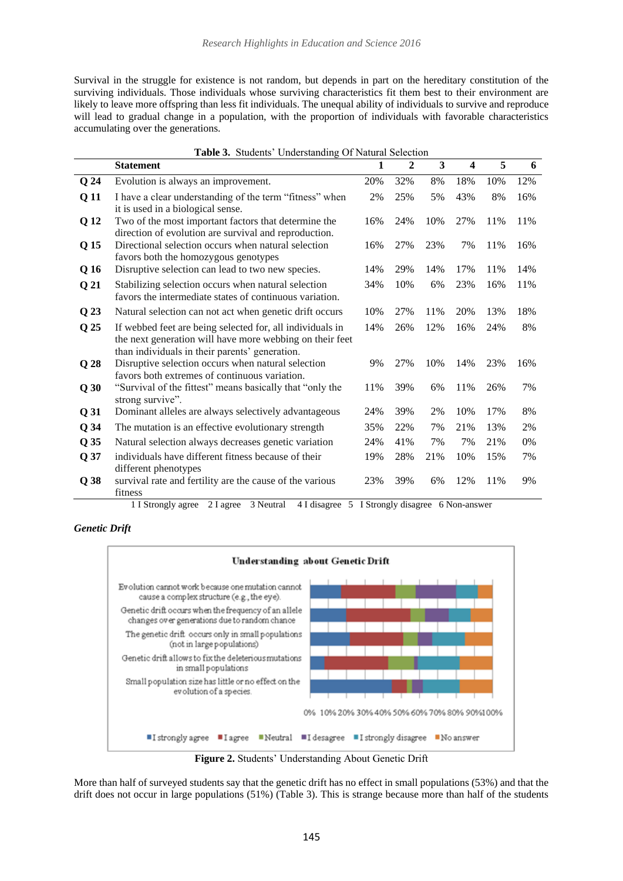Survival in the struggle for existence is not random, but depends in part on the hereditary constitution of the surviving individuals. Those individuals whose surviving characteristics fit them best to their environment are likely to leave more offspring than less fit individuals. The unequal ability of individuals to survive and reproduce will lead to gradual change in a population, with the proportion of individuals with favorable characteristics accumulating over the generations.

**Table 3.** Students' Understanding Of Natural Selection

| | Statement | 1 | 2 | 3 | 4 | 5 | 6 |
|---|---|---|---|---|---|---|---|
| **Q 24** | Evolution is always an improvement. | 20% | 32% | 8% | 18% | 10% | 12% |
| **Q 11** | I have a clear understanding of the term "fitness" when it is used in a biological sense. | 2% | 25% | 5% | 43% | 8% | 16% |
| **Q 12** | Two of the most important factors that determine the direction of evolution are survival and reproduction. | 16% | 24% | 10% | 27% | 11% | 11% |
| **Q 15** | Directional selection occurs when natural selection favors both the homozygous genotypes | 16% | 27% | 23% | 7% | 11% | 16% |
| **Q 16** | Disruptive selection can lead to two new species. | 14% | 29% | 14% | 17% | 11% | 14% |
| **Q 21** | Stabilizing selection occurs when natural selection favors the intermediate states of continuous variation. | 34% | 10% | 6% | 23% | 16% | 11% |
| **Q 23** | Natural selection can not act when genetic drift occurs | 10% | 27% | 11% | 20% | 13% | 18% |
| **Q 25** | If webbed feet are being selected for, all individuals in the next generation will have more webbing on their feet than individuals in their parents' generation. | 14% | 26% | 12% | 16% | 24% | 8% |
| **Q 28** | Disruptive selection occurs when natural selection favors both extremes of continuous variation. | 9% | 27% | 10% | 14% | 23% | 16% |
| **Q 30** | "Survival of the fittest" means basically that "only the strong survive". | 11% | 39% | 6% | 11% | 26% | 7% |
| **Q 31** | Dominant alleles are always selectively advantageous | 24% | 39% | 2% | 10% | 17% | 8% |
| **Q 34** | The mutation is an effective evolutionary strength | 35% | 22% | 7% | 21% | 13% | 2% |
| **Q 35** | Natural selection always decreases genetic variation | 24% | 41% | 7% | 7% | 21% | 0% |
| **Q 37** | individuals have different fitness because of their different phenotypes | 19% | 28% | 21% | 10% | 15% | 7% |
| **Q 38** | survival rate and fertility are the cause of the various fitness | 23% | 39% | 6% | 12% | 11% | 9% |

1 I Strongly agree 2 I agree 3 Neutral 4 I disagree 5 I Strongly disagree 6 Non-answer

***Genetic Drift***

**Figure 2.** Students' Understanding About Genetic Drift

More than half of surveyed students say that the genetic drift has no effect in small populations (53%) and that the drift does not occur in large populations (51%) (Table 3). This is strange because more than half of the students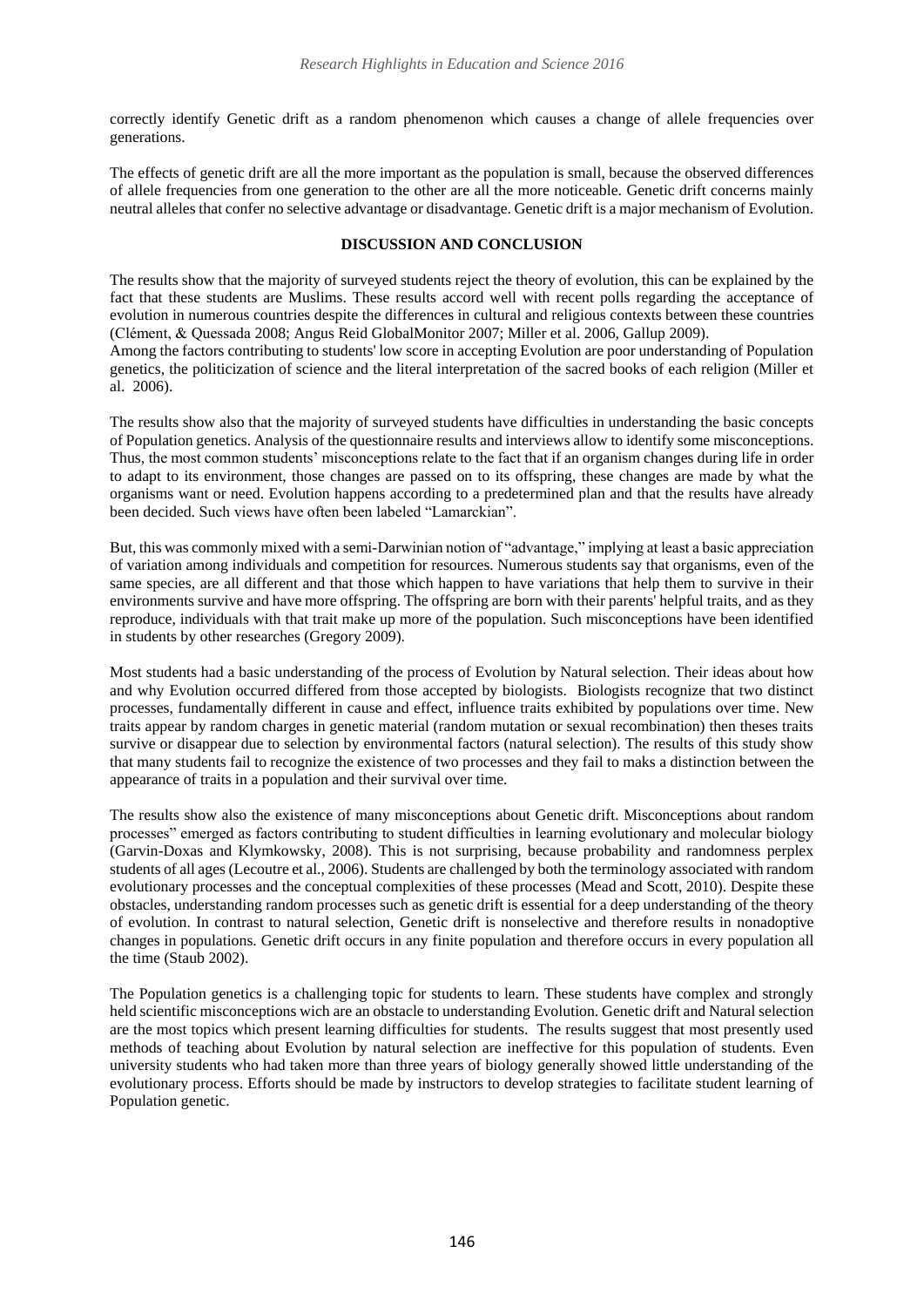correctly identify Genetic drift as a random phenomenon which causes a change of allele frequencies over generations.

The effects of genetic drift are all the more important as the population is small, because the observed differences of allele frequencies from one generation to the other are all the more noticeable. Genetic drift concerns mainly neutral alleles that confer no selective advantage or disadvantage. Genetic drift is a major mechanism of Evolution.

## DISCUSSION AND CONCLUSION

The results show that the majority of surveyed students reject the theory of evolution, this can be explained by the fact that these students are Muslims. These results accord well with recent polls regarding the acceptance of evolution in numerous countries despite the differences in cultural and religious contexts between these countries (Clément, & Quessada 2008; Angus Reid GlobalMonitor 2007; Miller et al. 2006, Gallup 2009).
Among the factors contributing to students' low score in accepting Evolution are poor understanding of Population genetics, the politicization of science and the literal interpretation of the sacred books of each religion (Miller et al. 2006).

The results show also that the majority of surveyed students have difficulties in understanding the basic concepts of Population genetics. Analysis of the questionnaire results and interviews allow to identify some misconceptions. Thus, the most common students' misconceptions relate to the fact that if an organism changes during life in order to adapt to its environment, those changes are passed on to its offspring, these changes are made by what the organisms want or need. Evolution happens according to a predetermined plan and that the results have already been decided. Such views have often been labeled "Lamarckian".

But, this was commonly mixed with a semi-Darwinian notion of "advantage," implying at least a basic appreciation of variation among individuals and competition for resources. Numerous students say that organisms, even of the same species, are all different and that those which happen to have variations that help them to survive in their environments survive and have more offspring. The offspring are born with their parents' helpful traits, and as they reproduce, individuals with that trait make up more of the population. Such misconceptions have been identified in students by other researches (Gregory 2009).

Most students had a basic understanding of the process of Evolution by Natural selection. Their ideas about how and why Evolution occurred differed from those accepted by biologists. Biologists recognize that two distinct processes, fundamentally different in cause and effect, influence traits exhibited by populations over time. New traits appear by random charges in genetic material (random mutation or sexual recombination) then theses traits survive or disappear due to selection by environmental factors (natural selection). The results of this study show that many students fail to recognize the existence of two processes and they fail to maks a distinction between the appearance of traits in a population and their survival over time.

The results show also the existence of many misconceptions about Genetic drift. Misconceptions about random processes" emerged as factors contributing to student difficulties in learning evolutionary and molecular biology (Garvin-Doxas and Klymkowsky, 2008). This is not surprising, because probability and randomness perplex students of all ages (Lecoutre et al., 2006). Students are challenged by both the terminology associated with random evolutionary processes and the conceptual complexities of these processes (Mead and Scott, 2010). Despite these obstacles, understanding random processes such as genetic drift is essential for a deep understanding of the theory of evolution. In contrast to natural selection, Genetic drift is nonselective and therefore results in nonadoptive changes in populations. Genetic drift occurs in any finite population and therefore occurs in every population all the time (Staub 2002).

The Population genetics is a challenging topic for students to learn. These students have complex and strongly held scientific misconceptions wich are an obstacle to understanding Evolution. Genetic drift and Natural selection are the most topics which present learning difficulties for students. The results suggest that most presently used methods of teaching about Evolution by natural selection are ineffective for this population of students. Even university students who had taken more than three years of biology generally showed little understanding of the evolutionary process. Efforts should be made by instructors to develop strategies to facilitate student learning of Population genetic.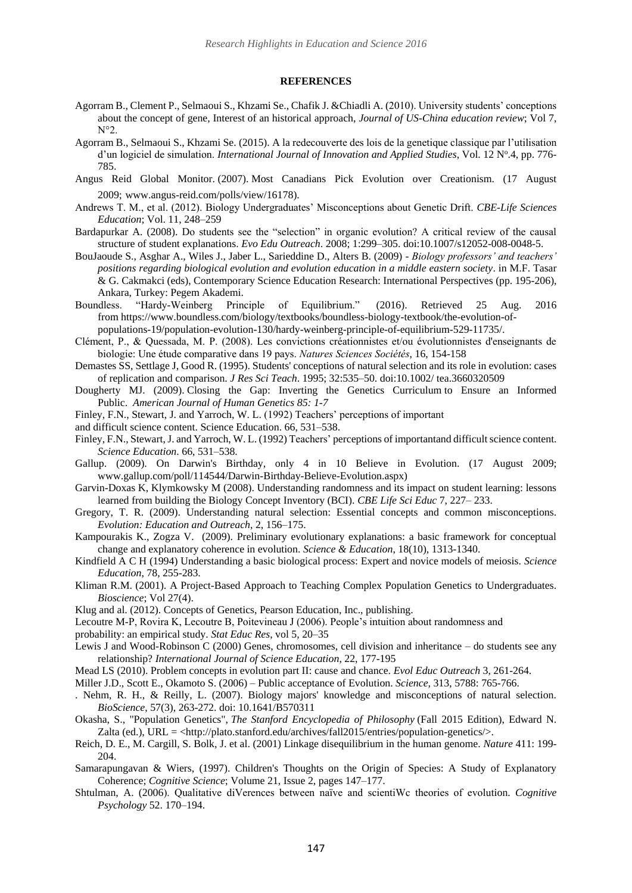**REFERENCES**

Agorram B., Clement P., Selmaoui S., Khzami Se., Chafik J. &Chiadli A. (2010). University students' conceptions about the concept of gene, Interest of an historical approach, *Journal of US-China education review*; Vol 7, N°2.

Agorram B., Selmaoui S., Khzami Se. (2015). A la redecouverte des lois de la genetique classique par l'utilisation d'un logiciel de simulation. *International Journal of Innovation and Applied Studies*, Vol. 12 N°.4, pp. 776-785.

Angus Reid Global Monitor. (2007). Most Canadians Pick Evolution over Creationism. (17 August 2009; www.angus-reid.com/polls/view/16178).

Andrews T. M., et al. (2012). Biology Undergraduates' Misconceptions about Genetic Drift. *CBE-Life Sciences Education*; Vol. 11, 248–259

Bardapurkar A. (2008). Do students see the "selection" in organic evolution? A critical review of the causal structure of student explanations. *Evo Edu Outreach*. 2008; 1:299–305. doi:10.1007/s12052-008-0048-5.

BouJaoude S., Asghar A., Wiles J., Jaber L., Sarieddine D., Alters B. (2009) - *Biology professors' and teachers' positions regarding biological evolution and evolution education in a middle eastern society*. in M.F. Tasar & G. Cakmakci (eds), Contemporary Science Education Research: International Perspectives (pp. 195-206), Ankara, Turkey: Pegem Akademi.

Boundless. "Hardy-Weinberg Principle of Equilibrium." (2016). Retrieved 25 Aug. 2016 from https://www.boundless.com/biology/textbooks/boundless-biology-textbook/the-evolution-of-populations-19/population-evolution-130/hardy-weinberg-principle-of-equilibrium-529-11735/.

Clément, P., & Quessada, M. P. (2008). Les convictions créationnistes et/ou évolutionnistes d'enseignants de biologie: Une étude comparative dans 19 pays. *Natures Sciences Sociétés*, 16, 154-158

Demastes SS, Settlage J, Good R. (1995). Students' conceptions of natural selection and its role in evolution: cases of replication and comparison. *J Res Sci Teach*. 1995; 32:535–50. doi:10.1002/ tea.3660320509

Dougherty MJ. (2009). Closing the Gap: Inverting the Genetics Curriculum to Ensure an Informed Public. *American Journal of Human Genetics 85: 1-7*

Finley, F.N., Stewart, J. and Yarroch, W. L. (1992) Teachers' perceptions of important and difficult science content. Science Education. 66, 531–538.

Finley, F.N., Stewart, J. and Yarroch, W. L. (1992) Teachers' perceptions of importantand difficult science content. *Science Education*. 66, 531–538.

Gallup. (2009). On Darwin's Birthday, only 4 in 10 Believe in Evolution. (17 August 2009; www.gallup.com/poll/114544/Darwin-Birthday-Believe-Evolution.aspx)

Garvin-Doxas K, Klymkowsky M (2008). Understanding randomness and its impact on student learning: lessons learned from building the Biology Concept Inventory (BCI). *CBE Life Sci Educ* 7, 227– 233.

Gregory, T. R. (2009). Understanding natural selection: Essential concepts and common misconceptions. *Evolution: Education and Outreach*, 2, 156–175.

Kampourakis K., Zogza V. (2009). Preliminary evolutionary explanations: a basic framework for conceptual change and explanatory coherence in evolution. *Science & Education*, 18(10), 1313-1340.

Kindfield A C H (1994) Understanding a basic biological process: Expert and novice models of meiosis. *Science Education*, 78, 255-283.

Kliman R.M. (2001). A Project-Based Approach to Teaching Complex Population Genetics to Undergraduates. *Bioscience*; Vol 27(4).

Klug and al. (2012). Concepts of Genetics, Pearson Education, Inc., publishing.

Lecoutre M-P, Rovira K, Lecoutre B, Poitevineau J (2006). People's intuition about randomness and probability: an empirical study. *Stat Educ Res*, vol 5, 20–35

Lewis J and Wood-Robinson C (2000) Genes, chromosomes, cell division and inheritance – do students see any relationship? *International Journal of Science Education*, 22, 177-195

Mead LS (2010). Problem concepts in evolution part II: cause and chance. *Evol Educ Outreach* 3, 261-264.

Miller J.D., Scott E., Okamoto S. (2006) – Public acceptance of Evolution. *Science*, 313, 5788: 765-766.

. Nehm, R. H., & Reilly, L. (2007). Biology majors' knowledge and misconceptions of natural selection. *BioScience*, 57(3), 263-272. doi: 10.1641/B570311

Okasha, S., "Population Genetics", *The Stanford Encyclopedia of Philosophy* (Fall 2015 Edition), Edward N. Zalta (ed.), URL = <http://plato.stanford.edu/archives/fall2015/entries/population-genetics/>.

Reich, D. E., M. Cargill, S. Bolk, J. et al. (2001) Linkage disequilibrium in the human genome. *Nature* 411: 199-204.

Samarapungavan & Wiers, (1997). Children's Thoughts on the Origin of Species: A Study of Explanatory Coherence; *Cognitive Science*; Volume 21, Issue 2, pages 147–177.

Shtulman, A. (2006). Qualitative diVerences between naïve and scientiWc theories of evolution. *Cognitive Psychology* 52. 170–194.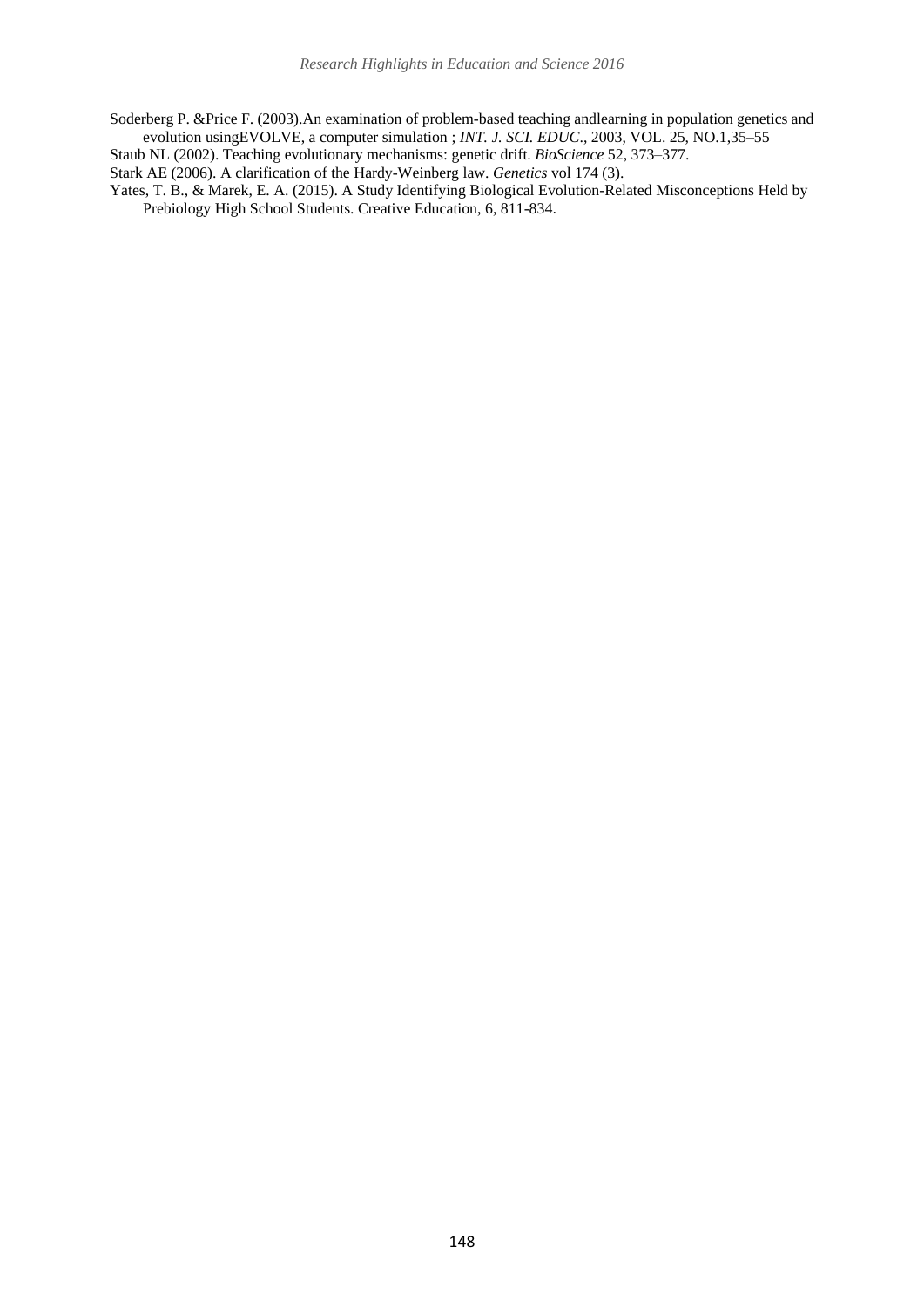Soderberg P. &Price F. (2003).An examination of problem-based teaching andlearning in population genetics and evolution usingEVOLVE, a computer simulation ; *INT. J. SCI. EDUC*., 2003, VOL. 25, NO.1,35–55

Staub NL (2002). Teaching evolutionary mechanisms: genetic drift. *BioScience* 52, 373–377.

Stark AE (2006). A clarification of the Hardy-Weinberg law. *Genetics* vol 174 (3).

Yates, T. B., & Marek, E. A. (2015). A Study Identifying Biological Evolution-Related Misconceptions Held by Prebiology High School Students. Creative Education, 6, 811-834.